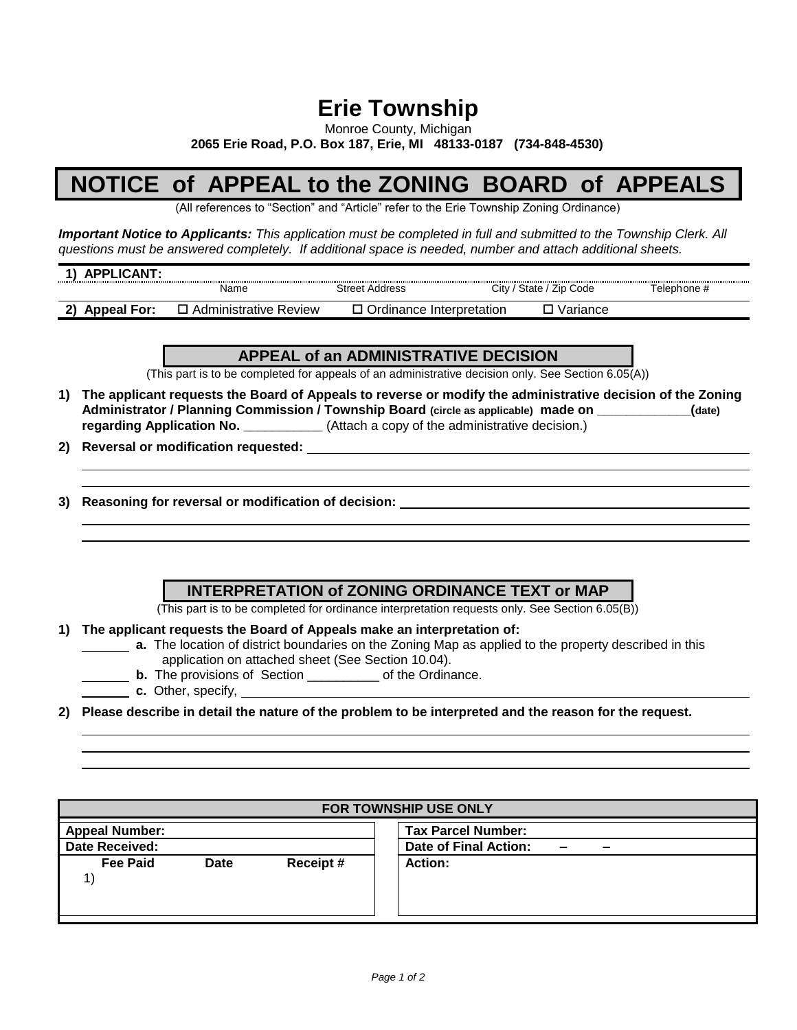# Erie Township

Monroe County, Michigan

**2065 Erie Road, P.O. Box 187, Erie, MI 48133-0187 (734-848-4530)**

# NOTICE of APPEAL to the ZONING BOARD of APPEALS

(All references to "Section" and "Article" refer to the Erie Township Zoning Ordinance)

***Important Notice to Applicants:*** *This application must be completed in full and submitted to the Township Clerk. All questions must be answered completely. If additional space is needed, number and attach additional sheets.*

| **1) APPLICANT:** | | | | |
|---|---|---|---|---|
| | Name | Street Address | City / State / Zip Code | Telephone # |
| **2) Appeal For:** | ☐ Administrative Review | ☐ Ordinance Interpretation | ☐ Variance | |

## APPEAL of an ADMINISTRATIVE DECISION

(This part is to be completed for appeals of an administrative decision only. See Section 6.05(A))

1) **The applicant requests the Board of Appeals to reverse or modify the administrative decision of the Zoning Administrator / Planning Commission / Township Board (circle as applicable) made on _____________(date) regarding Application No. ___________** (Attach a copy of the administrative decision.)

2) **Reversal or modification requested:** ____________________________________________

3) **Reasoning for reversal or modification of decision:** ____________________________________________

## INTERPRETATION of ZONING ORDINANCE TEXT or MAP

(This part is to be completed for ordinance interpretation requests only. See Section 6.05(B))

1) **The applicant requests the Board of Appeals make an interpretation of:**
   - _______ **a.** The location of district boundaries on the Zoning Map as applied to the property described in this application on attached sheet (See Section 10.04).
   - _______ **b.** The provisions of Section __________ of the Ordinance.
   - _______ **c.** Other, specify, ____________________________________________

2) **Please describe in detail the nature of the problem to be interpreted and the reason for the request.**

____________________________________________

| **FOR TOWNSHIP USE ONLY** | | | | |
|---|---|---|---|---|
| **Appeal Number:** | | | | **Tax Parcel Number:** |
| **Date Received:** | | | | **Date of Final Action:** – – |
| **Fee Paid** | **Date** | **Receipt #** | | **Action:** |
| 1) | | | | |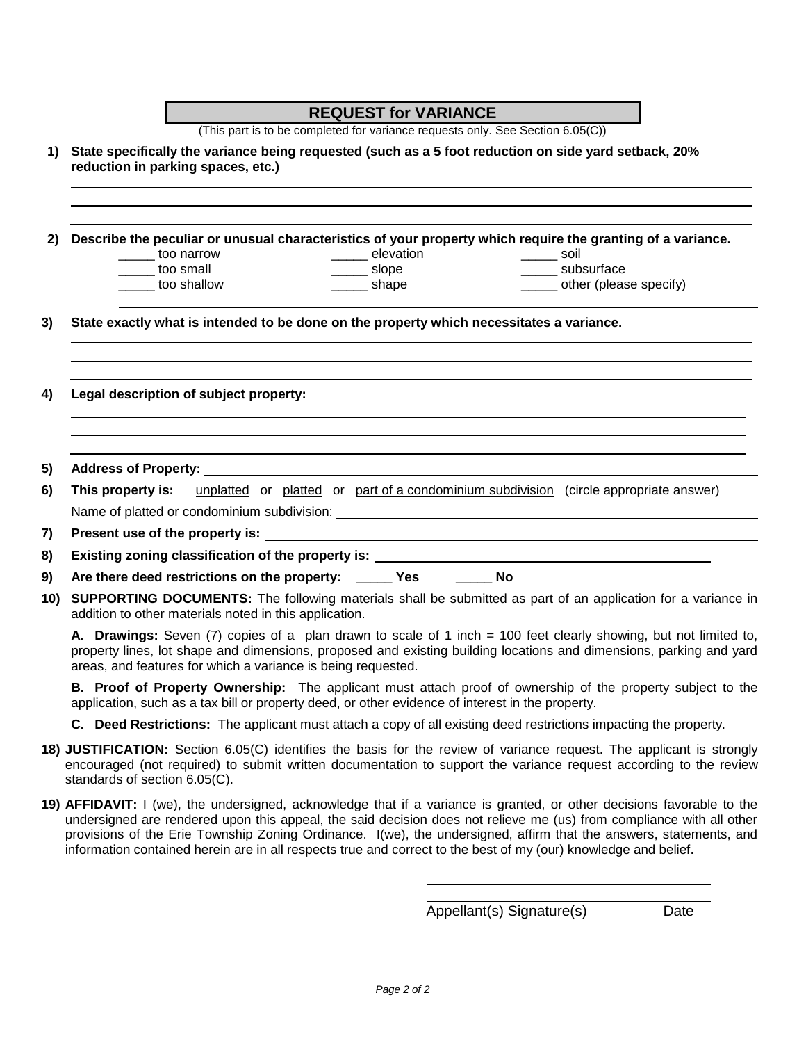## REQUEST for VARIANCE

(This part is to be completed for variance requests only. See Section 6.05(C))

**1) State specifically the variance being requested (such as a 5 foot reduction on side yard setback, 20% reduction in parking spaces, etc.)**

**2) Describe the peculiar or unusual characteristics of your property which require the granting of a variance.**

_____ too narrow
_____ too small
_____ too shallow
_____ elevation
_____ slope
_____ shape
_____ soil
_____ subsurface
_____ other (please specify)

**3) State exactly what is intended to be done on the property which necessitates a variance.**

**4) Legal description of subject property:**

**5) Address of Property:** 

**6) This property is:** unplatted or platted or part of a condominium subdivision (circle appropriate answer)

Name of platted or condominium subdivision: 

**7) Present use of the property is:** 

**8) Existing zoning classification of the property is:** 

**9) Are there deed restrictions on the property:** _____ **Yes** _____ **No**

**10) SUPPORTING DOCUMENTS:** The following materials shall be submitted as part of an application for a variance in addition to other materials noted in this application.

**A. Drawings:** Seven (7) copies of a plan drawn to scale of 1 inch = 100 feet clearly showing, but not limited to, property lines, lot shape and dimensions, proposed and existing building locations and dimensions, parking and yard areas, and features for which a variance is being requested.

**B. Proof of Property Ownership:** The applicant must attach proof of ownership of the property subject to the application, such as a tax bill or property deed, or other evidence of interest in the property.

**C. Deed Restrictions:** The applicant must attach a copy of all existing deed restrictions impacting the property.

**18) JUSTIFICATION:** Section 6.05(C) identifies the basis for the review of variance request. The applicant is strongly encouraged (not required) to submit written documentation to support the variance request according to the review standards of section 6.05(C).

**19) AFFIDAVIT:** I (we), the undersigned, acknowledge that if a variance is granted, or other decisions favorable to the undersigned are rendered upon this appeal, the said decision does not relieve me (us) from compliance with all other provisions of the Erie Township Zoning Ordinance. I(we), the undersigned, affirm that the answers, statements, and information contained herein are in all respects true and correct to the best of my (our) knowledge and belief.

Appellant(s) Signature(s) Date